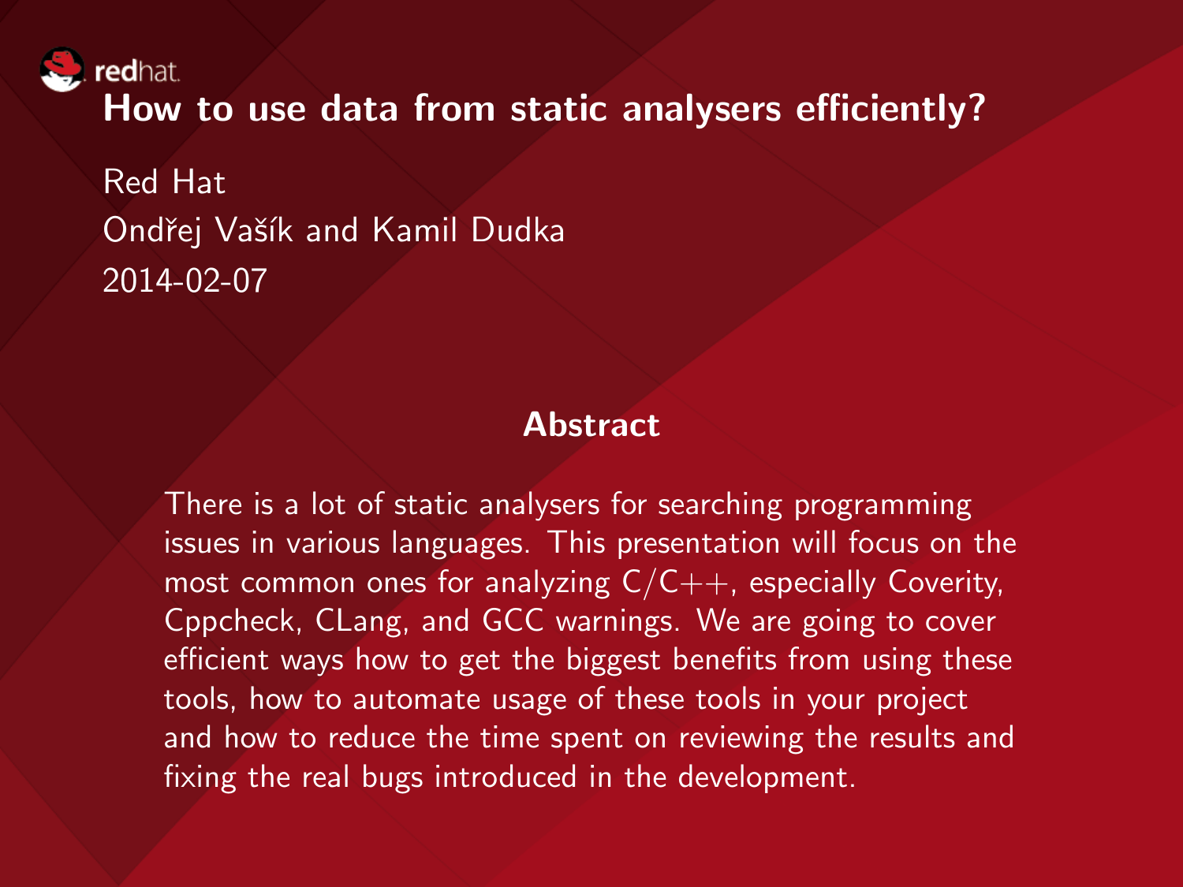# How to use data from static analysers efficiently?

Red Hat
Ondřej Vašík and Kamil Dudka
2014-02-07

## Abstract

There is a lot of static analysers for searching programming issues in various languages. This presentation will focus on the most common ones for analyzing C/C++, especially Coverity, Cppcheck, CLang, and GCC warnings. We are going to cover efficient ways how to get the biggest benefits from using these tools, how to automate usage of these tools in your project and how to reduce the time spent on reviewing the results and fixing the real bugs introduced in the development.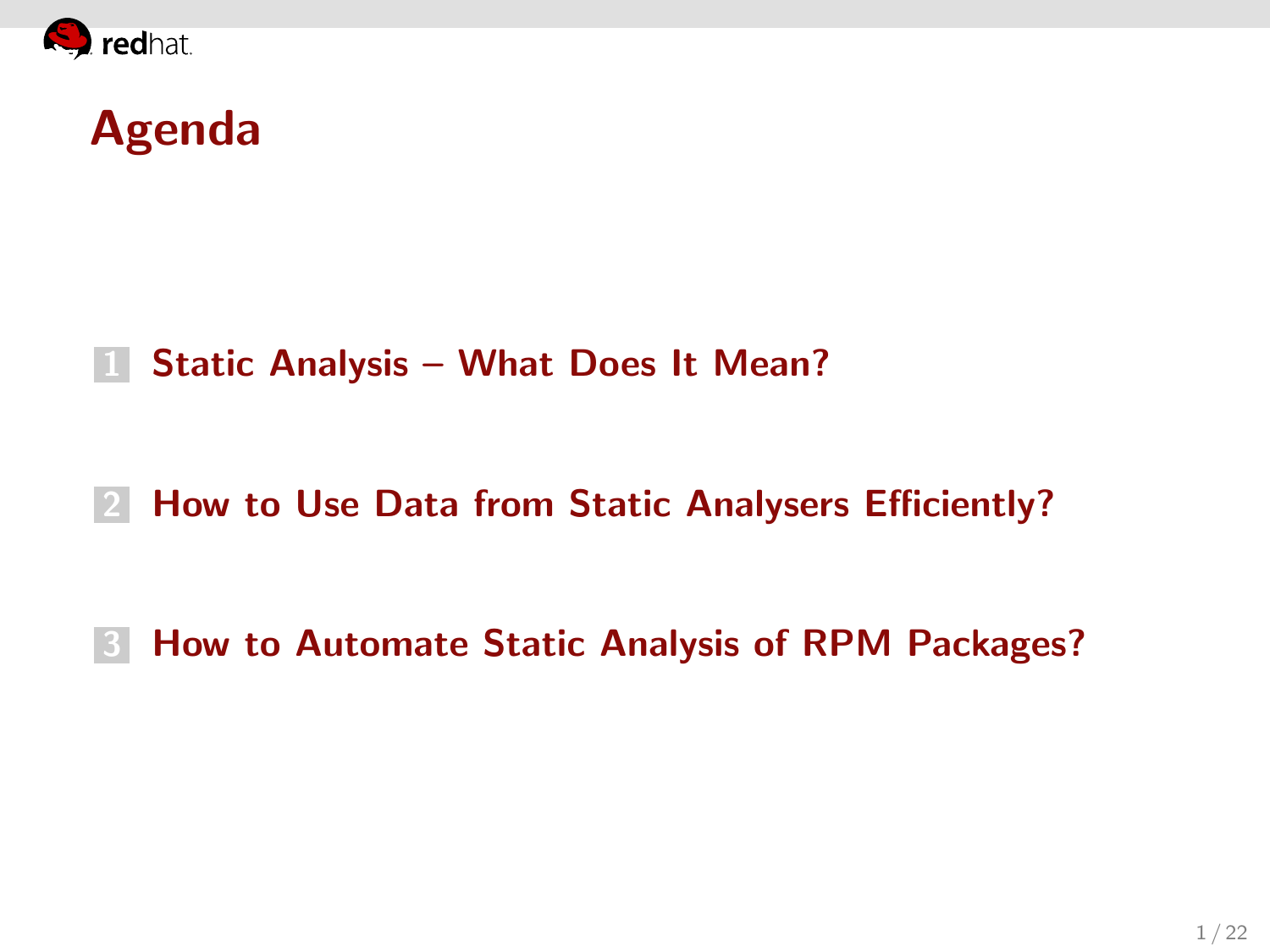# Agenda

1. Static Analysis – What Does It Mean?

2. How to Use Data from Static Analysers Efficiently?

3. How to Automate Static Analysis of RPM Packages?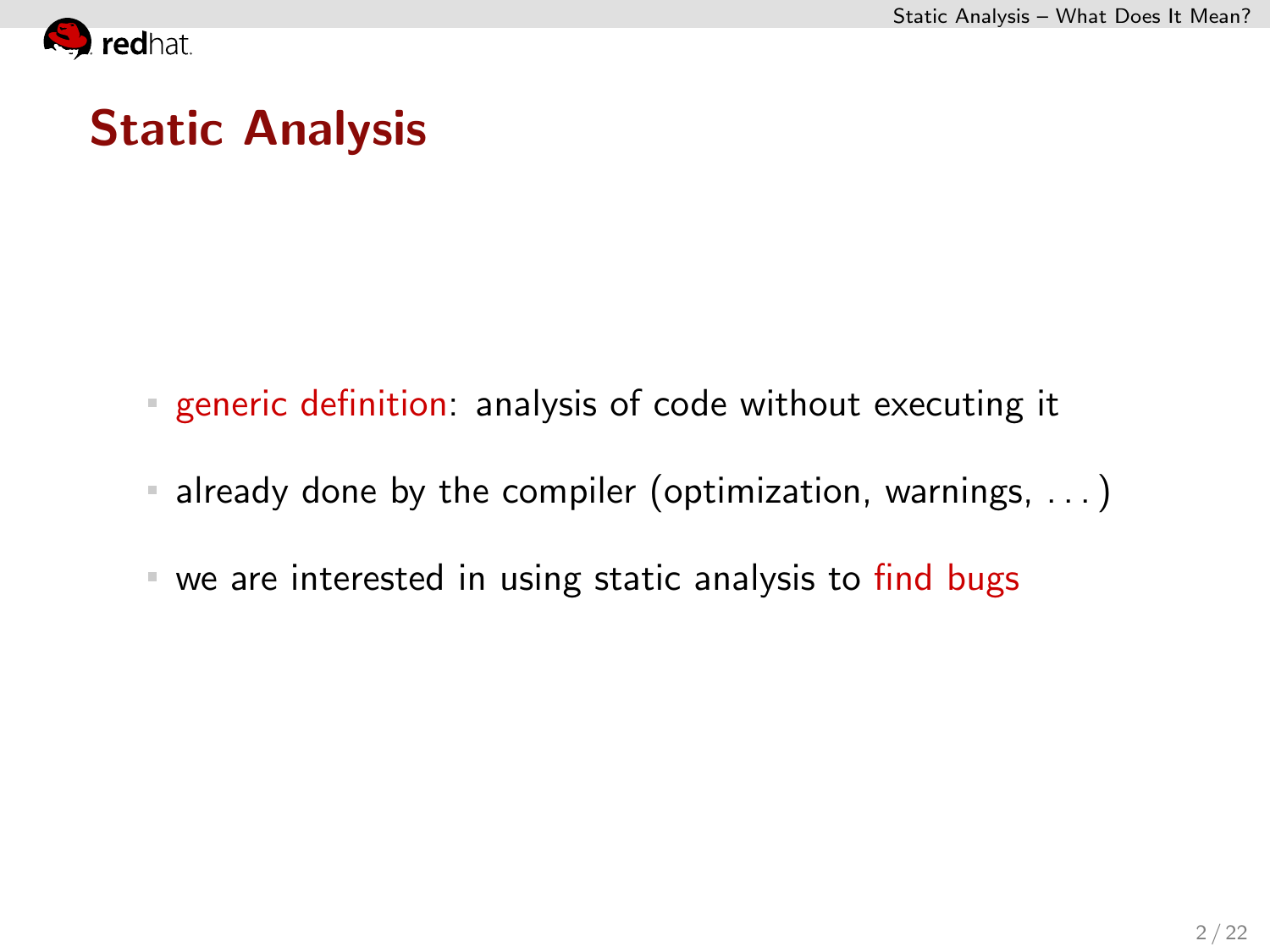# Static Analysis

- generic definition: analysis of code without executing it
- already done by the compiler (optimization, warnings, . . . )
- we are interested in using static analysis to find bugs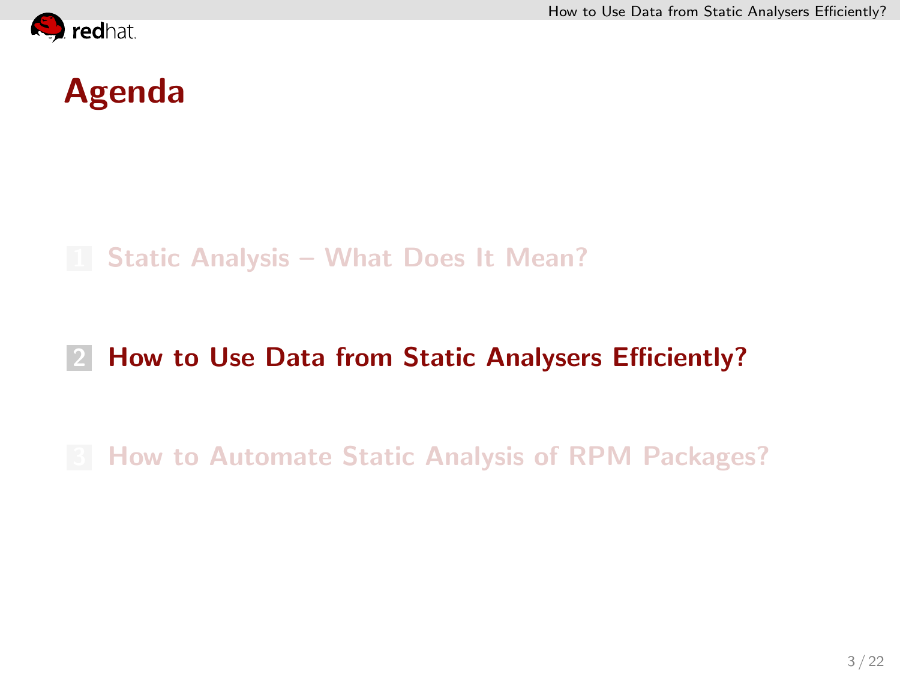# Agenda

1. Static Analysis – What Does It Mean?
2. **How to Use Data from Static Analysers Efficiently?**
3. How to Automate Static Analysis of RPM Packages?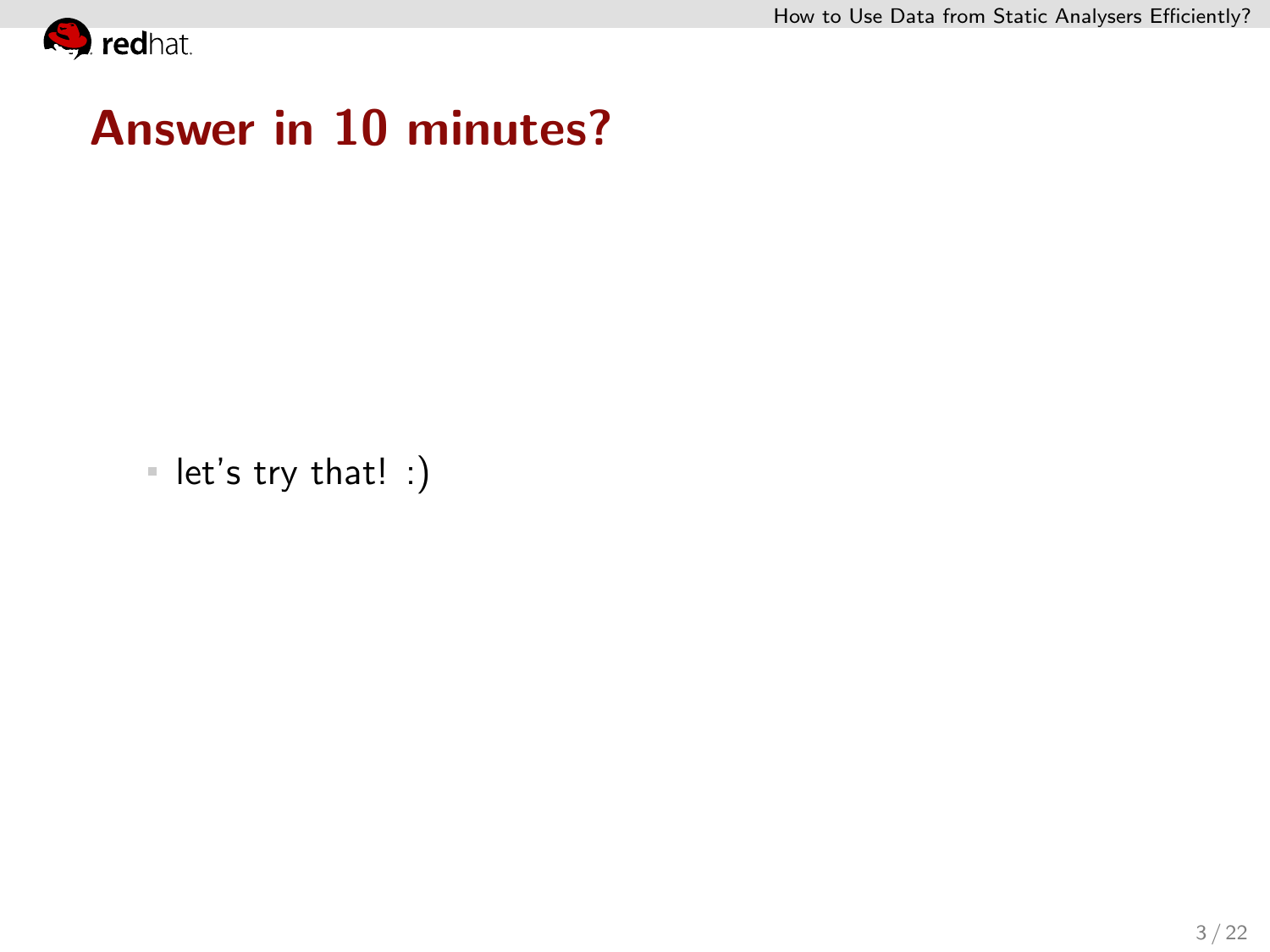# Answer in 10 minutes?

- let's try that! :)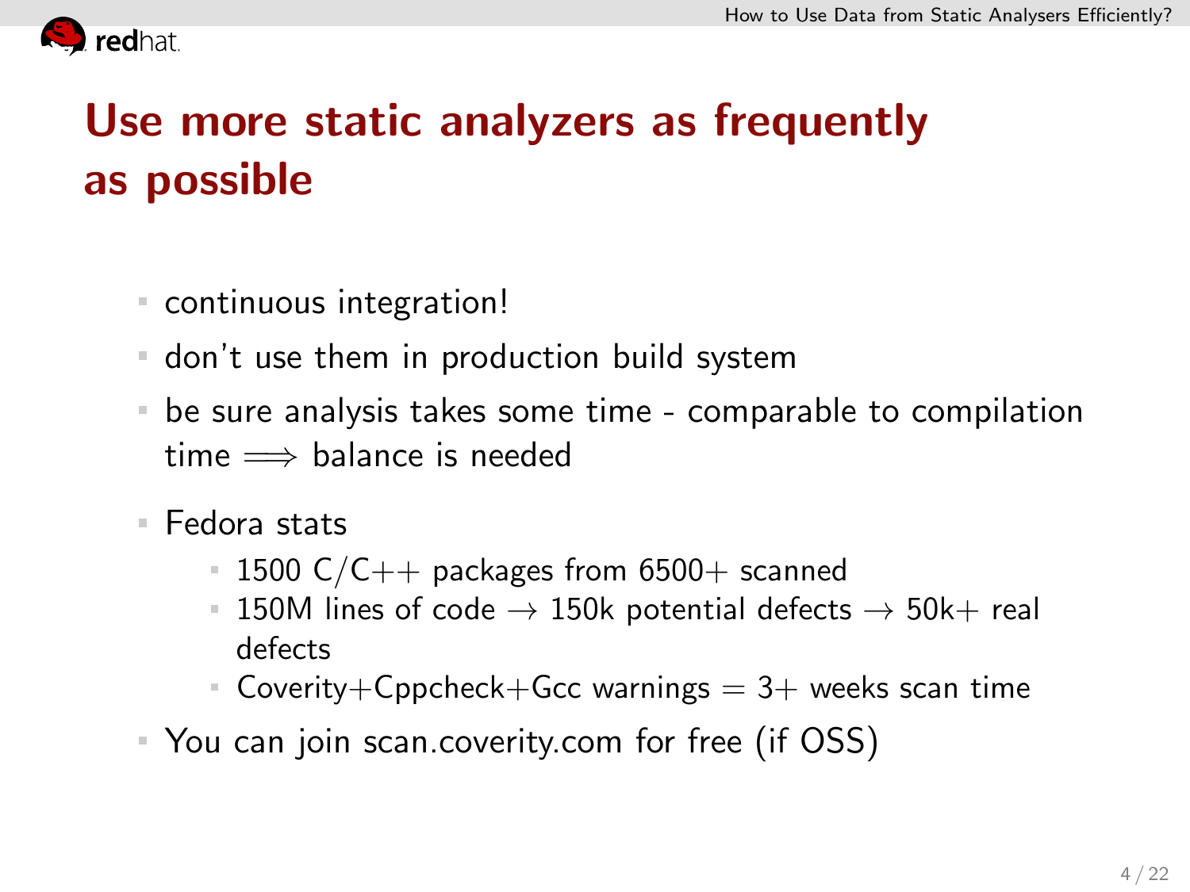# Use more static analyzers as frequently as possible

- continuous integration!
- don't use them in production build system
- be sure analysis takes some time - comparable to compilation time $\Longrightarrow$ balance is needed
- Fedora stats
  - 1500 C/C++ packages from 6500+ scanned
  - 150M lines of code $\rightarrow$ 150k potential defects $\rightarrow$ 50k+ real defects
  - Coverity+Cppcheck+Gcc warnings = 3+ weeks scan time
- You can join scan.coverity.com for free (if OSS)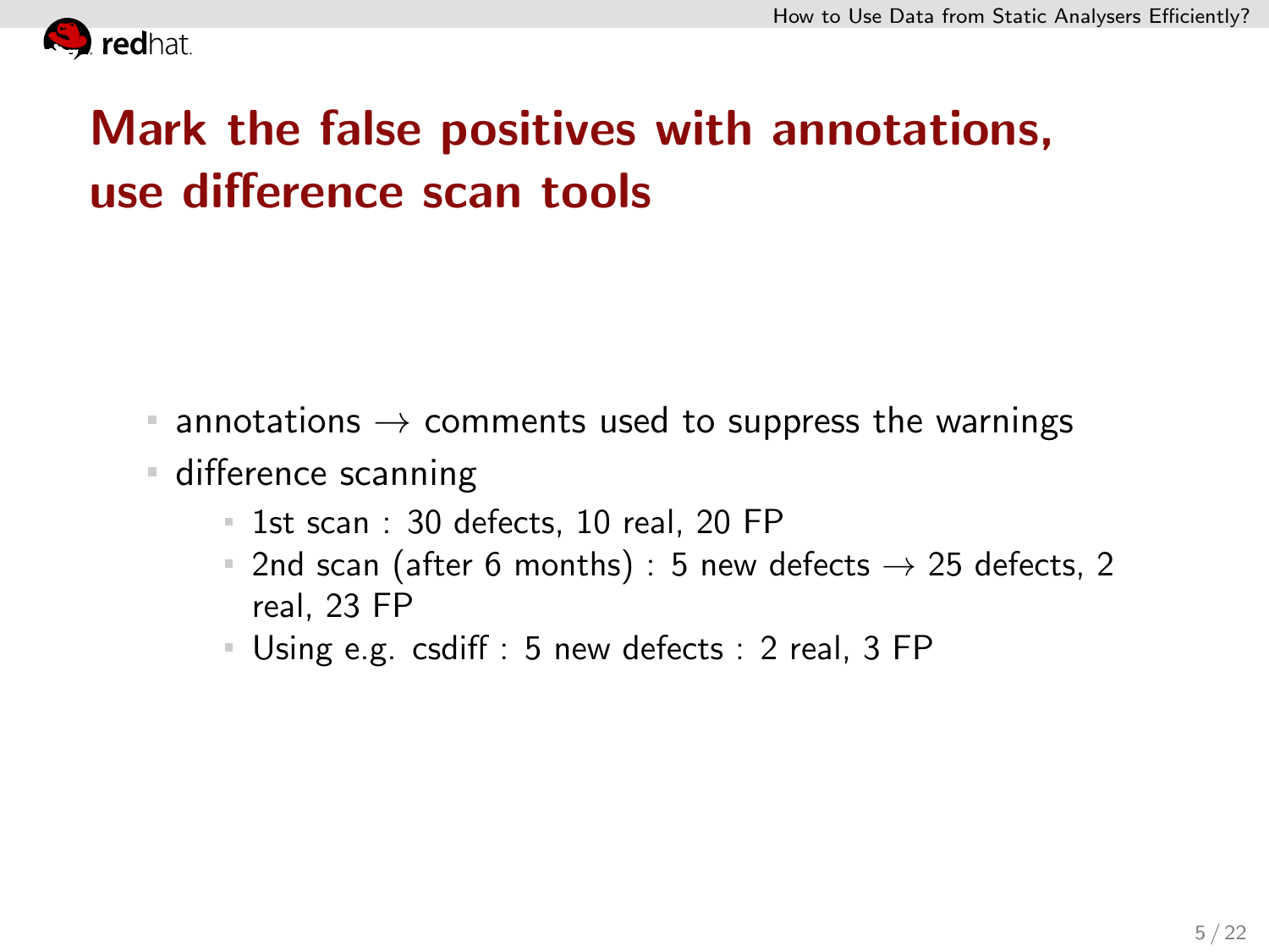# Mark the false positives with annotations, use difference scan tools

- annotations → comments used to suppress the warnings
- difference scanning
  - 1st scan : 30 defects, 10 real, 20 FP
  - 2nd scan (after 6 months) : 5 new defects → 25 defects, 2 real, 23 FP
  - Using e.g. csdiff : 5 new defects : 2 real, 3 FP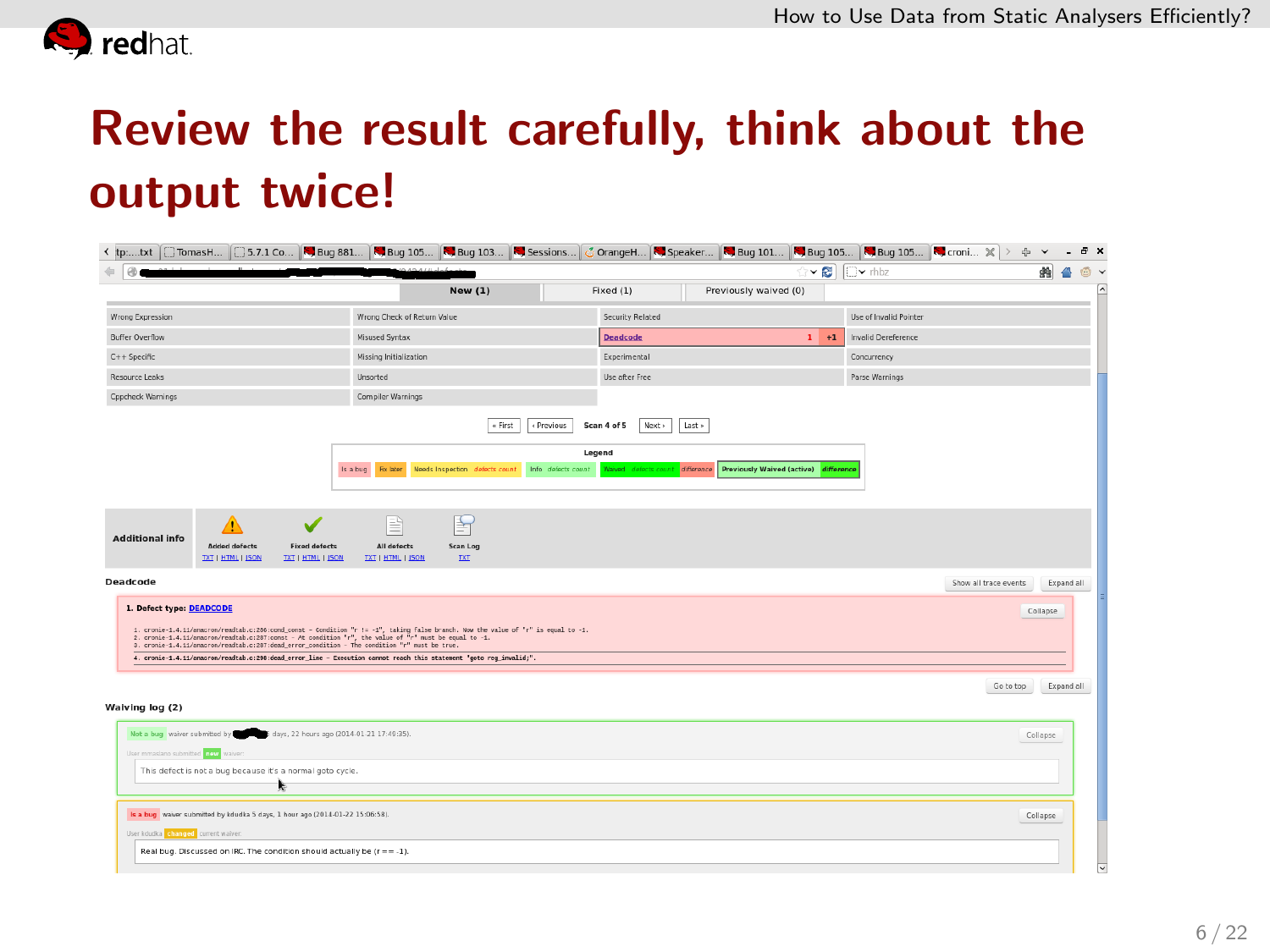# Review the result carefully, think about the output twice!

New (1) | Fixed (1) | Previously waived (0)

| | | | |
|---|---|---|---|
| Wrong Expression | Wrong Check of Return Value | Security Related | Use of Invalid Pointer |
| Buffer Overflow | Misused Syntax | Deadcode 1 +1 | Invalid Dereference |
| C++ Specific | Missing Initialization | Experimental | Concurrency |
| Resource Leaks | Unsorted | Use after Free | Parse Warnings |
| Cppcheck Warnings | Compiler Warnings | | |

« First ‹ Previous **Scan 4 of 5** Next › Last »

**Legend**

Is a bug | Fix later | Needs Inspection *defects count* | Info *defects count* | Fixed *defects count* *difference* | **Previously Waived (active)** *difference*

**Additional info**

- Added defects: TXT | HTML | JSON
- Fixed defects: TXT | HTML | JSON
- All defects: TXT | HTML | JSON
- Scan Log: TXT

**Deadcode**

Show all trace events | Expand all

**1. Defect type: DEADCODE**

```
1. cronie-1.4.11/anacron/readtab.c:286:cond_const – Condition "r != -1", taking false branch. Now the value of "r" is equal to -1.
2. cronie-1.4.11/anacron/readtab.c:287:const – At condition "r", the value of "r" must be equal to -1.
3. cronie-1.4.11/anacron/readtab.c:287:dead_error_condition – The condition "r" must be true.
4. cronie-1.4.11/anacron/readtab.c:290:dead_error_line – Execution cannot reach this statement "goto reg_invalid;".
```

Go to top | Expand all

**Waiving log (2)**

Not a bug — waiver submitted by ... days, 22 hours ago (2014-01-21 17:49:35).
User mmaslano submitted **new** waiver:
This defect is not a bug because it's a normal goto cycle.

Is a bug — waiver submitted by kdudka 5 days, 1 hour ago (2014-01-22 15:06:58).
User kdudka **changed** current waiver:
Real bug. Discussed on IRC. The condition should actually be (r == -1).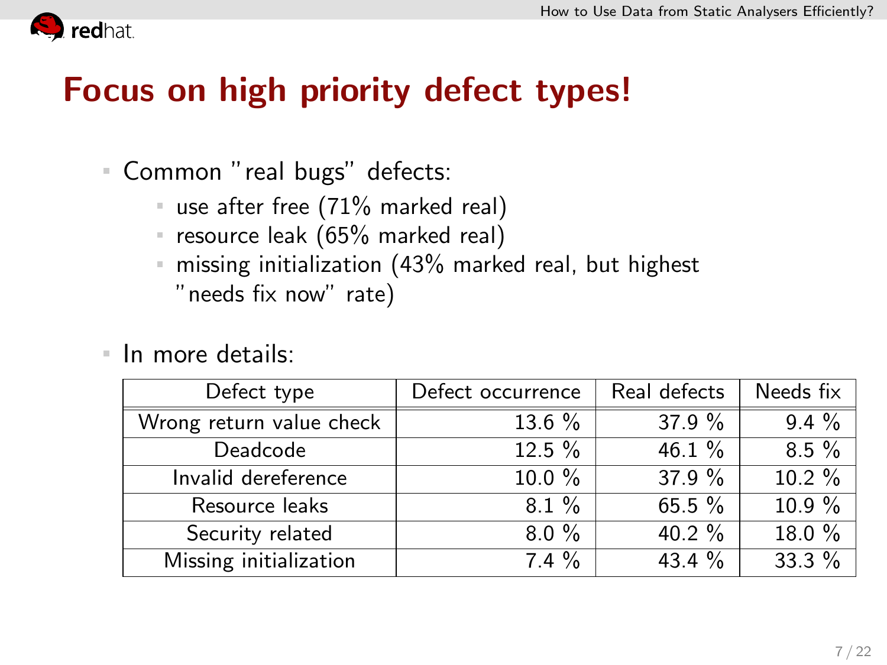# Focus on high priority defect types!

- Common "real bugs" defects:
  - use after free (71% marked real)
  - resource leak (65% marked real)
  - missing initialization (43% marked real, but highest "needs fix now" rate)
- In more details:

| Defect type | Defect occurrence | Real defects | Needs fix |
| --- | --- | --- | --- |
| Wrong return value check | 13.6 % | 37.9 % | 9.4 % |
| Deadcode | 12.5 % | 46.1 % | 8.5 % |
| Invalid dereference | 10.0 % | 37.9 % | 10.2 % |
| Resource leaks | 8.1 % | 65.5 % | 10.9 % |
| Security related | 8.0 % | 40.2 % | 18.0 % |
| Missing initialization | 7.4 % | 43.4 % | 33.3 % |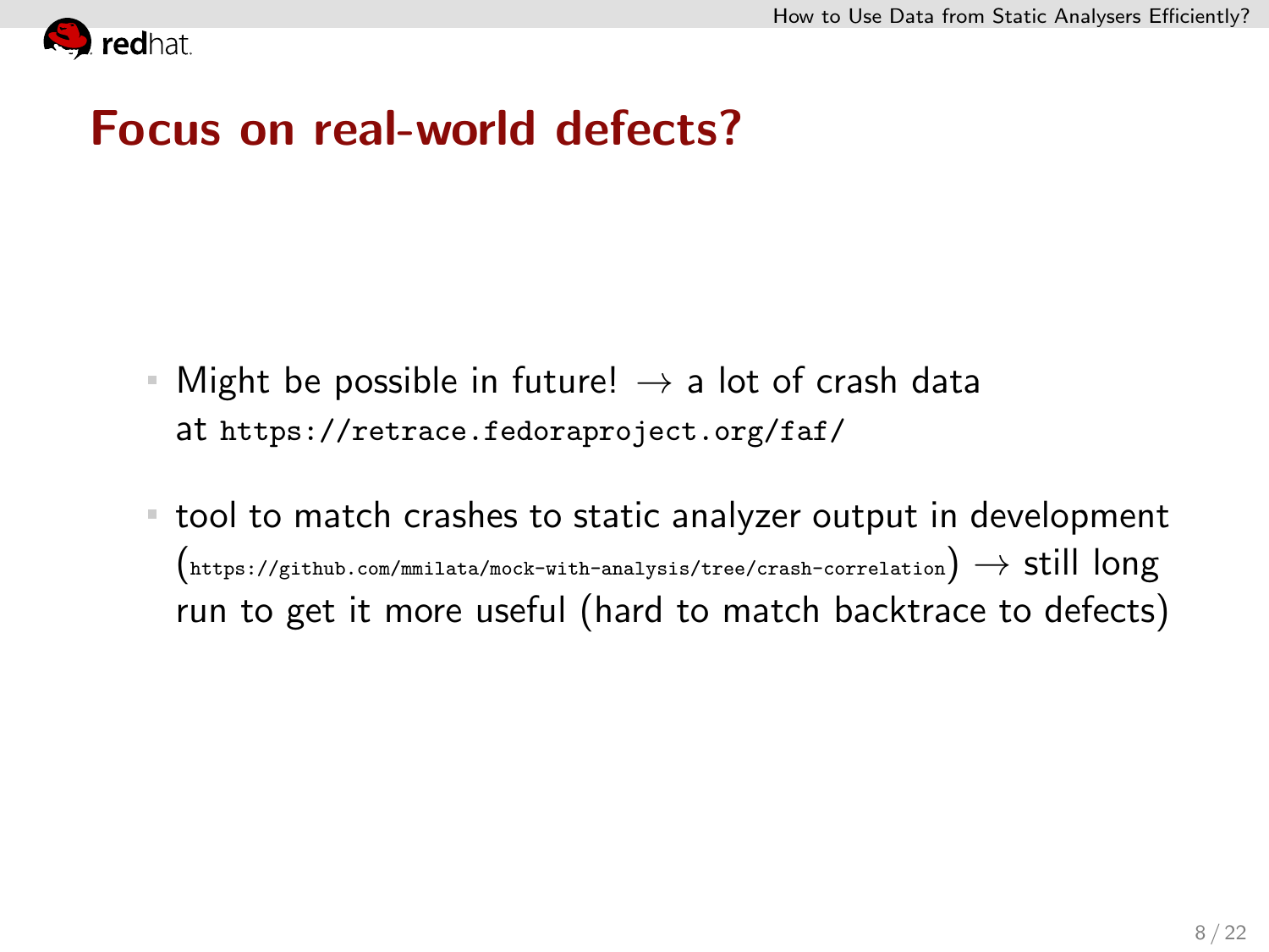# Focus on real-world defects?

- Might be possible in future! → a lot of crash data at `https://retrace.fedoraproject.org/faf/`
- tool to match crashes to static analyzer output in development (`https://github.com/mmilata/mock-with-analysis/tree/crash-correlation`) → still long run to get it more useful (hard to match backtrace to defects)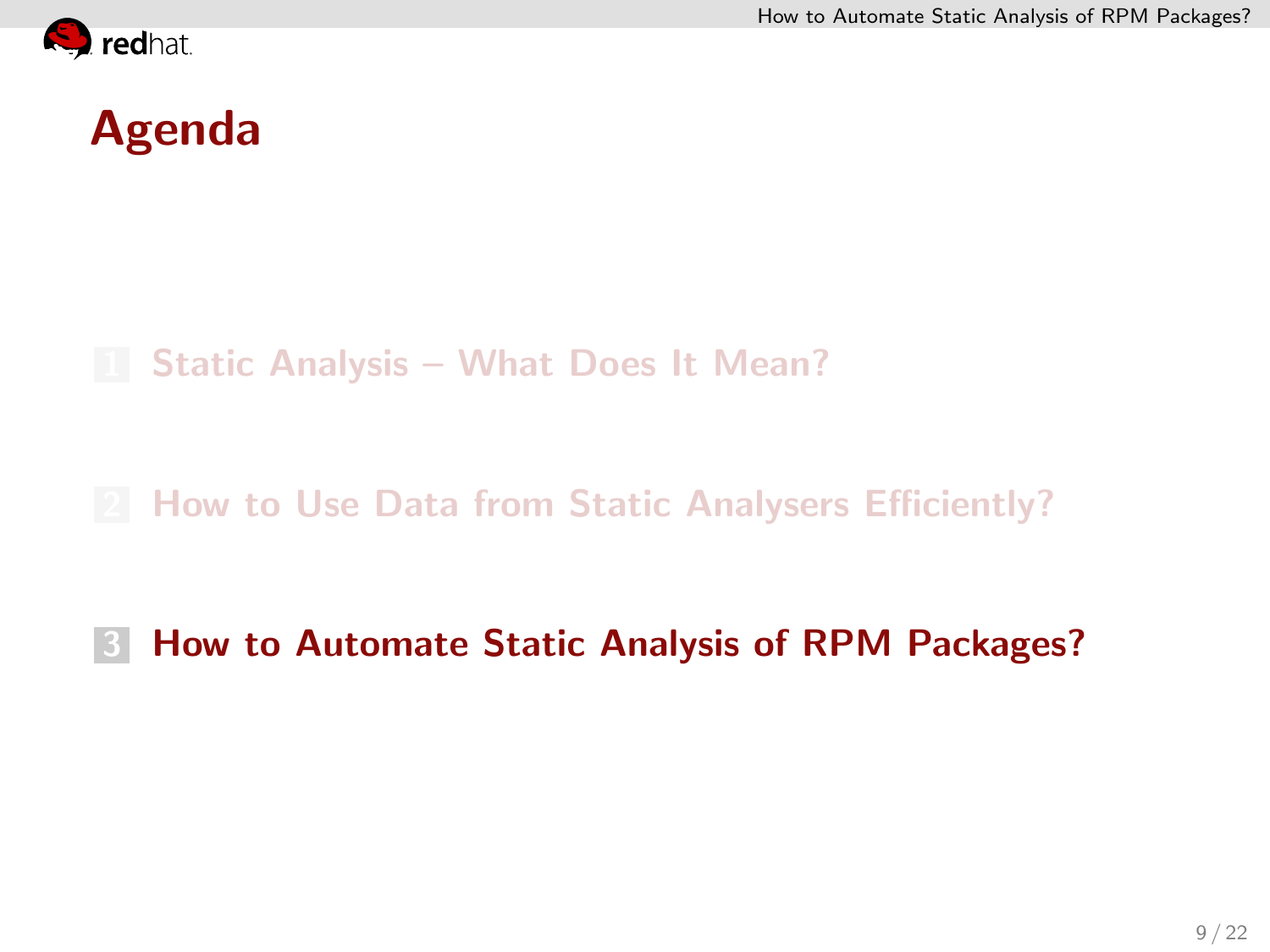# Agenda

1. Static Analysis – What Does It Mean?
2. How to Use Data from Static Analysers Efficiently?
3. **How to Automate Static Analysis of RPM Packages?**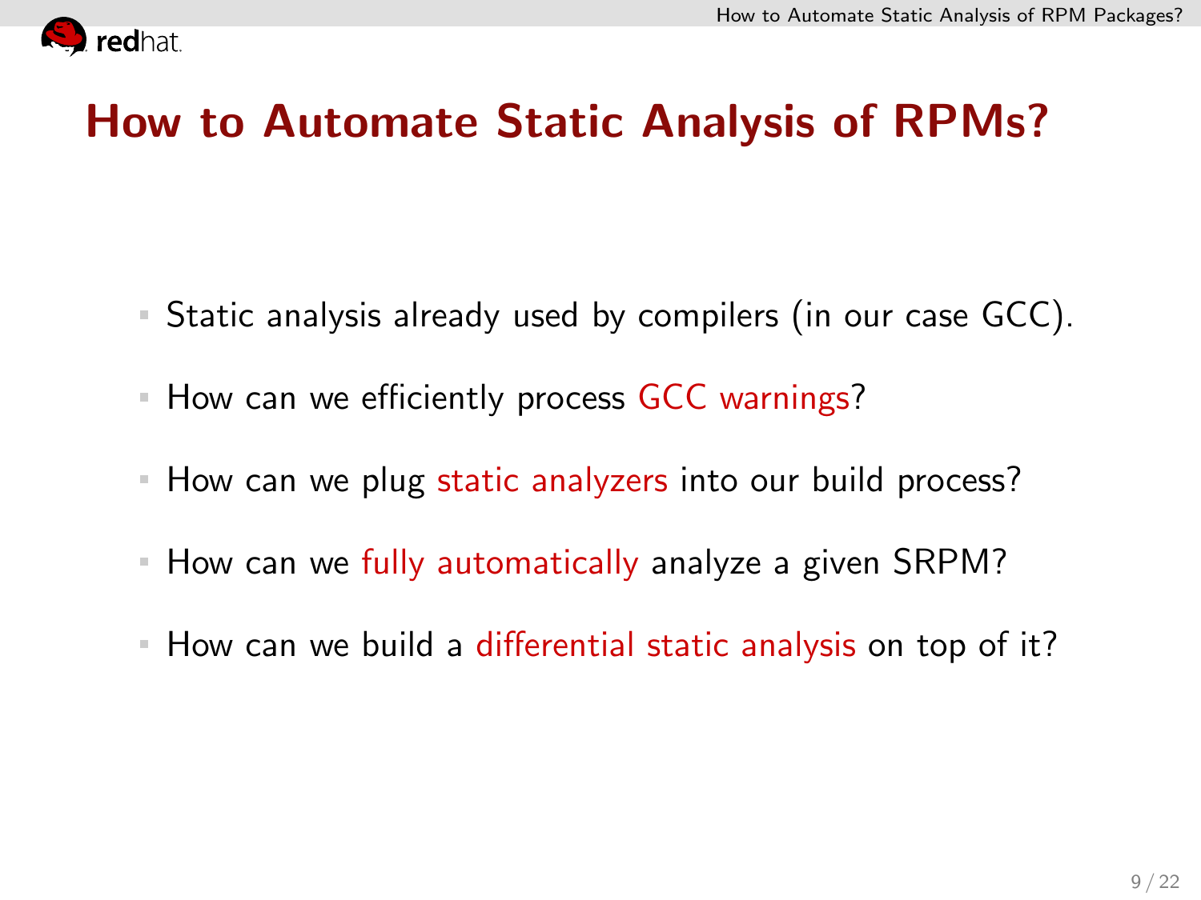# How to Automate Static Analysis of RPMs?

- Static analysis already used by compilers (in our case GCC).
- How can we efficiently process GCC warnings?
- How can we plug static analyzers into our build process?
- How can we fully automatically analyze a given SRPM?
- How can we build a differential static analysis on top of it?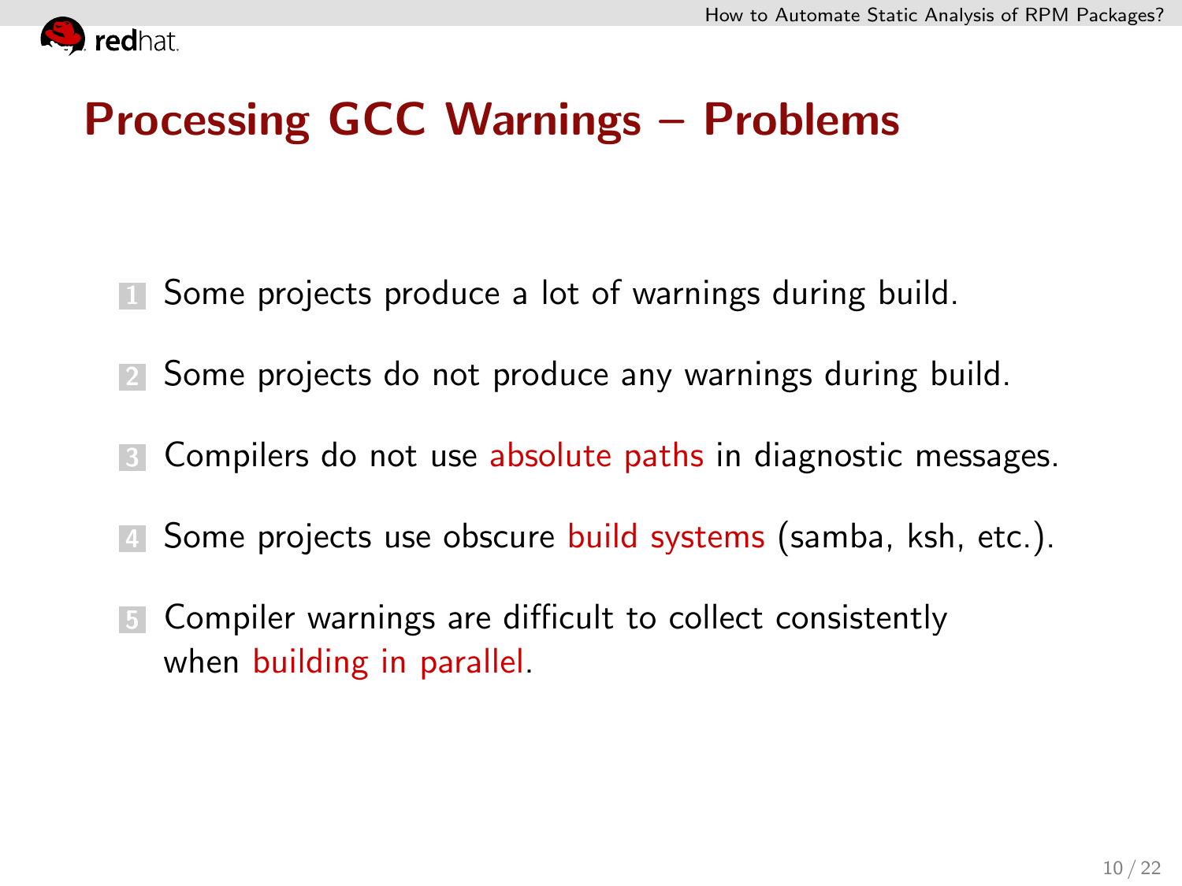# Processing GCC Warnings – Problems

1. Some projects produce a lot of warnings during build.
2. Some projects do not produce any warnings during build.
3. Compilers do not use absolute paths in diagnostic messages.
4. Some projects use obscure build systems (samba, ksh, etc.).
5. Compiler warnings are difficult to collect consistently when building in parallel.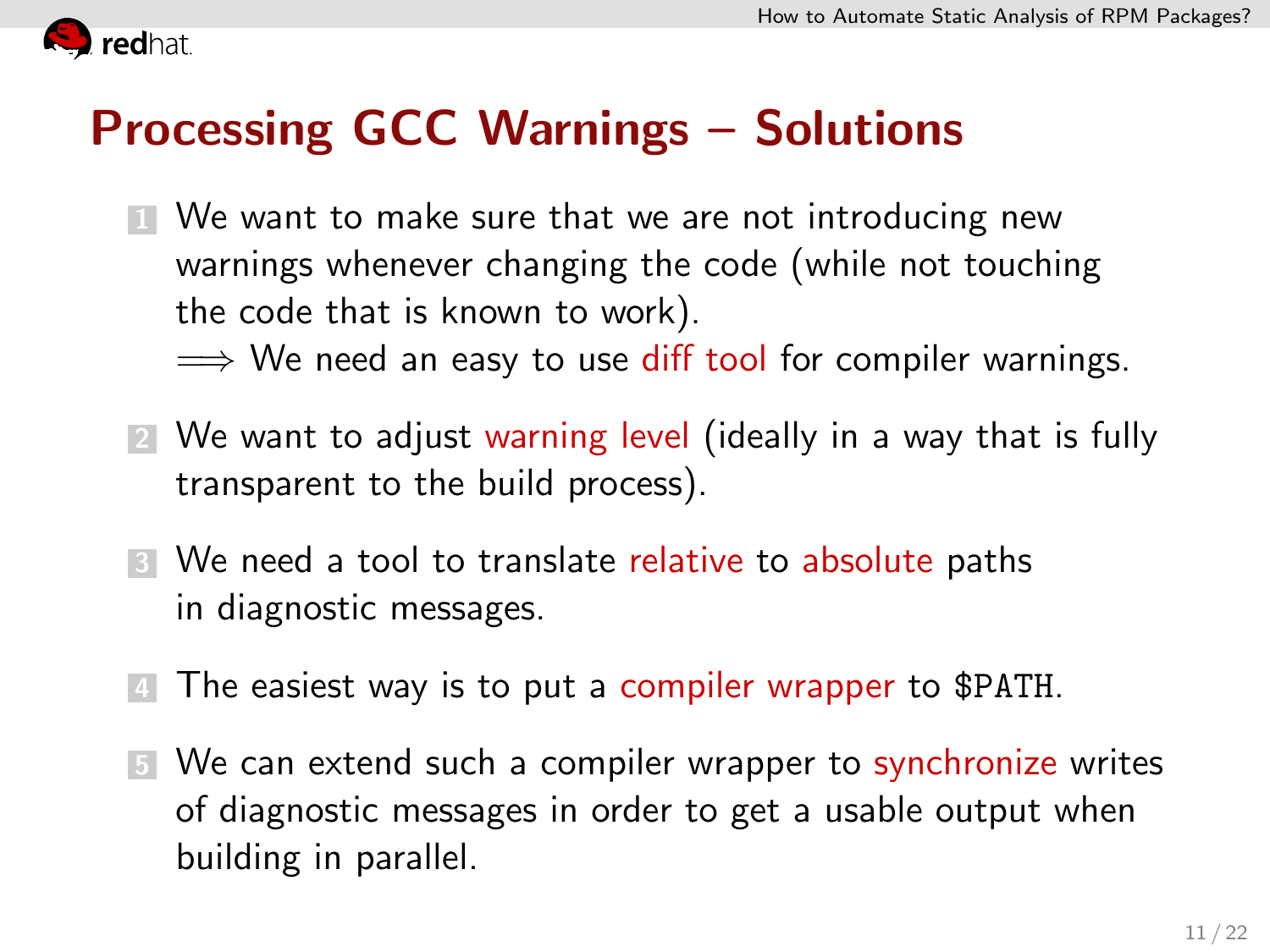# Processing GCC Warnings – Solutions

1. We want to make sure that we are not introducing new warnings whenever changing the code (while not touching the code that is known to work).
   $\Longrightarrow$ We need an easy to use diff tool for compiler warnings.

2. We want to adjust warning level (ideally in a way that is fully transparent to the build process).

3. We need a tool to translate relative to absolute paths in diagnostic messages.

4. The easiest way is to put a compiler wrapper to `$PATH`.

5. We can extend such a compiler wrapper to synchronize writes of diagnostic messages in order to get a usable output when building in parallel.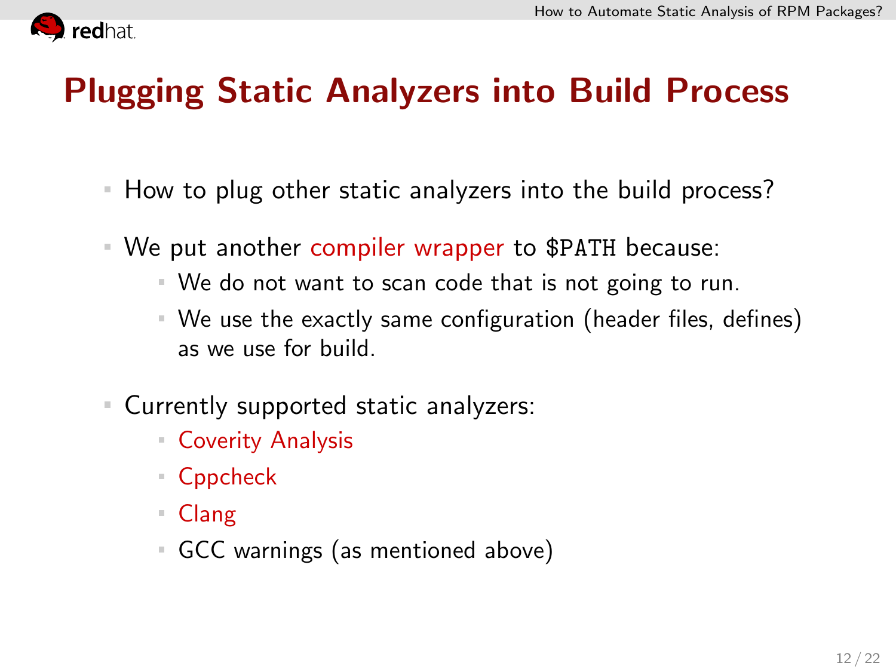# Plugging Static Analyzers into Build Process

- How to plug other static analyzers into the build process?
- We put another compiler wrapper to `$PATH` because:
  - We do not want to scan code that is not going to run.
  - We use the exactly same configuration (header files, defines) as we use for build.
- Currently supported static analyzers:
  - Coverity Analysis
  - Cppcheck
  - Clang
  - GCC warnings (as mentioned above)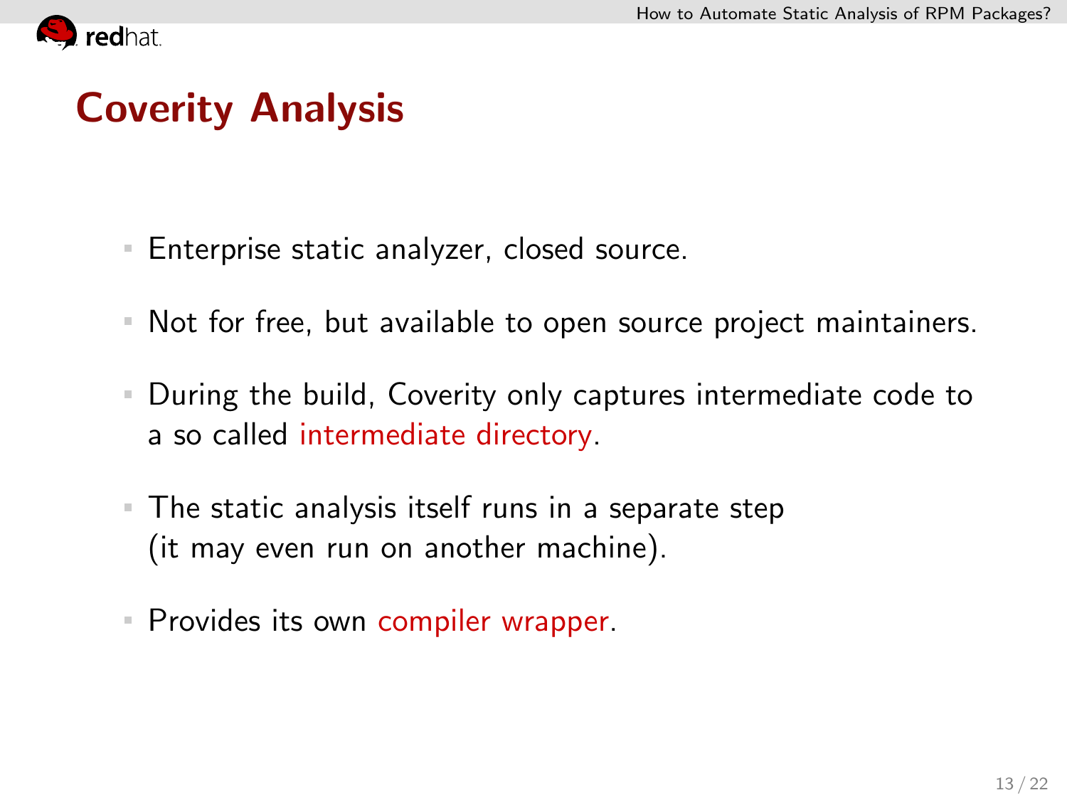# Coverity Analysis

- Enterprise static analyzer, closed source.
- Not for free, but available to open source project maintainers.
- During the build, Coverity only captures intermediate code to a so called intermediate directory.
- The static analysis itself runs in a separate step (it may even run on another machine).
- Provides its own compiler wrapper.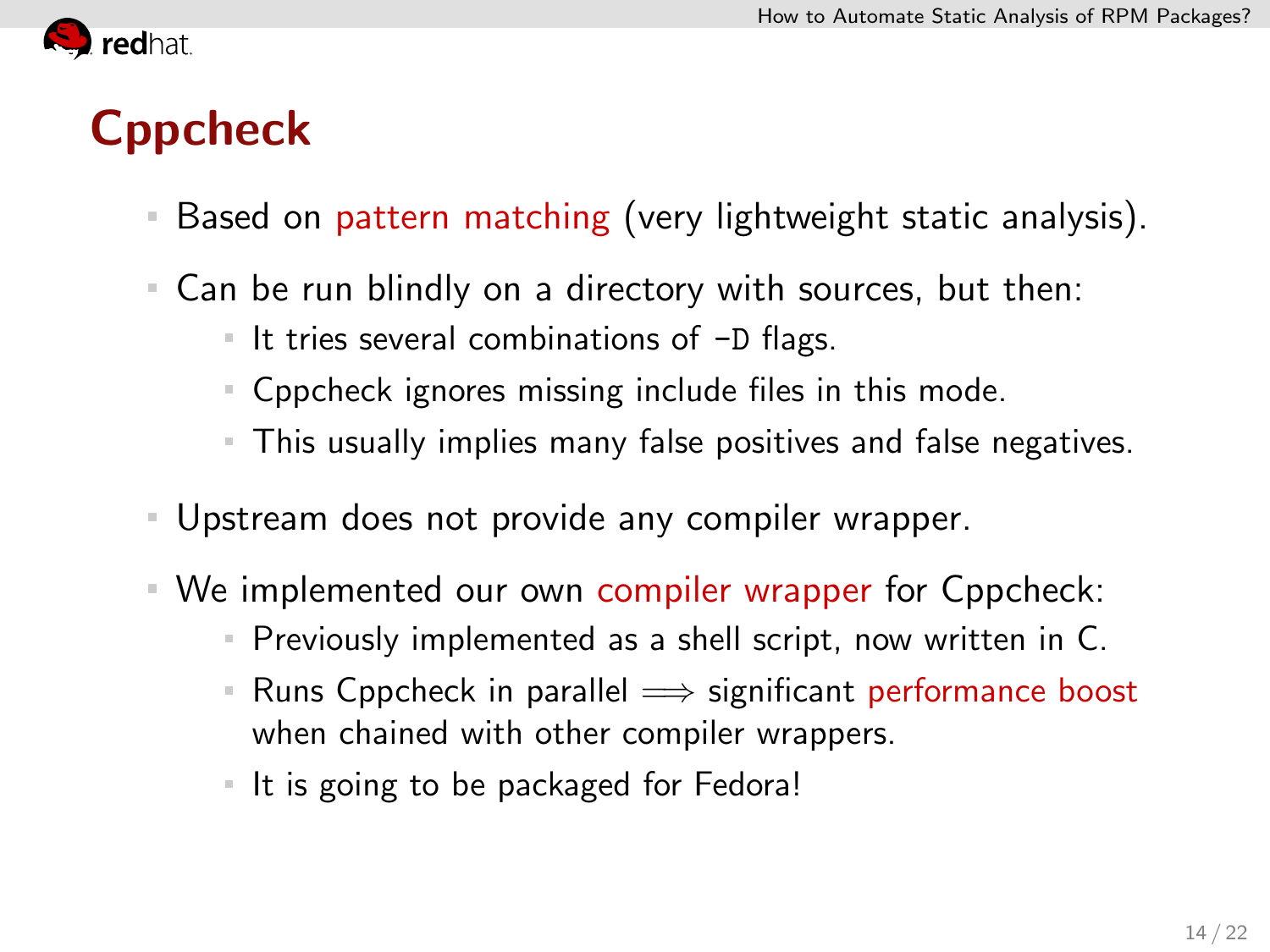# Cppcheck

- Based on pattern matching (very lightweight static analysis).
- Can be run blindly on a directory with sources, but then:
  - It tries several combinations of `-D` flags.
  - Cppcheck ignores missing include files in this mode.
  - This usually implies many false positives and false negatives.
- Upstream does not provide any compiler wrapper.
- We implemented our own compiler wrapper for Cppcheck:
  - Previously implemented as a shell script, now written in C.
  - Runs Cppcheck in parallel $\Longrightarrow$ significant performance boost when chained with other compiler wrappers.
  - It is going to be packaged for Fedora!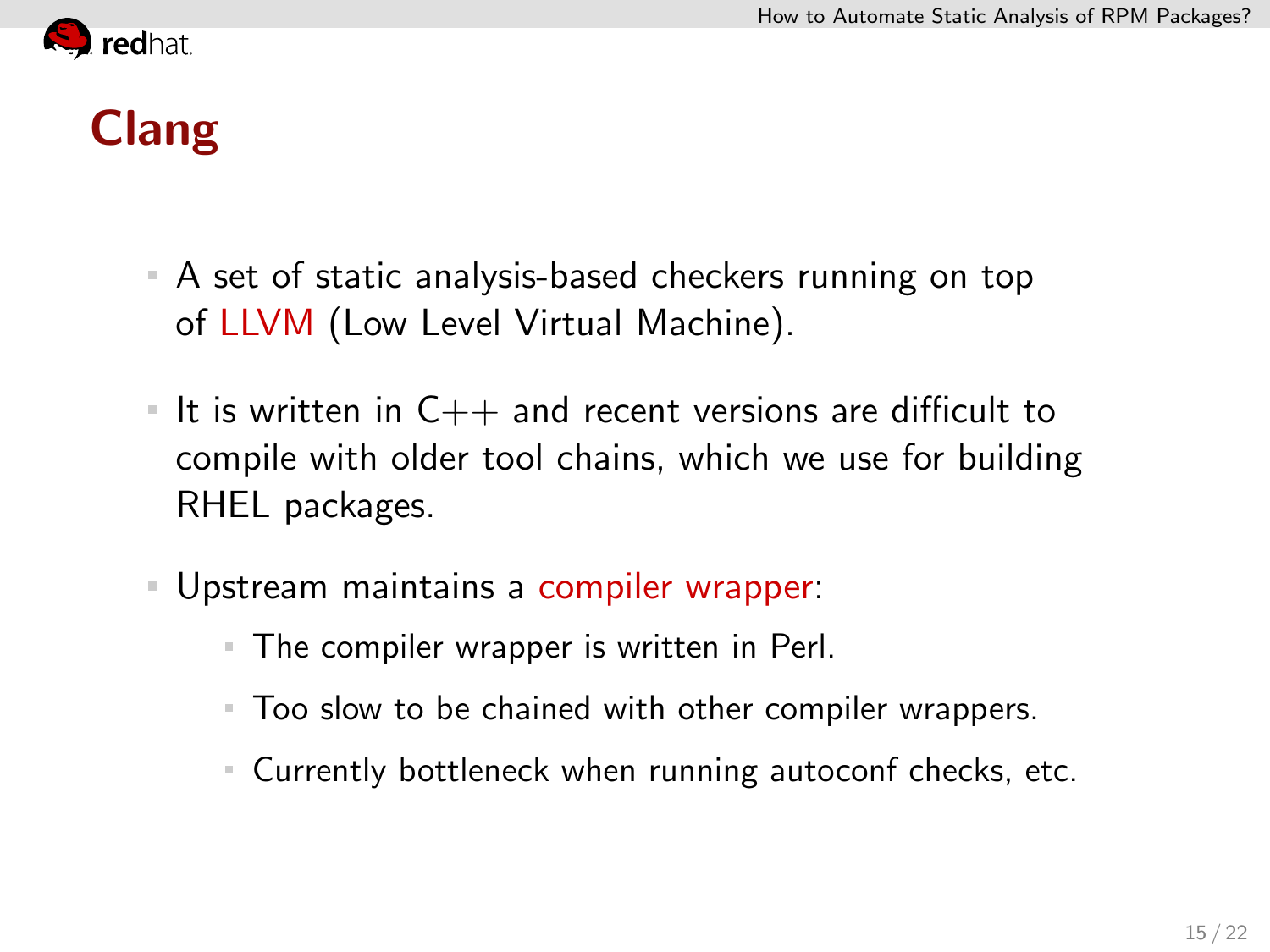# Clang

- A set of static analysis-based checkers running on top of LLVM (Low Level Virtual Machine).
- It is written in C++ and recent versions are difficult to compile with older tool chains, which we use for building RHEL packages.
- Upstream maintains a compiler wrapper:
  - The compiler wrapper is written in Perl.
  - Too slow to be chained with other compiler wrappers.
  - Currently bottleneck when running autoconf checks, etc.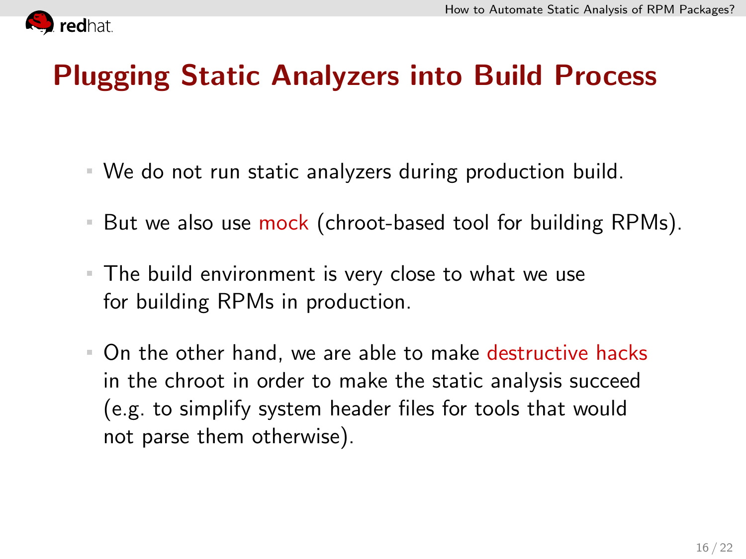# Plugging Static Analyzers into Build Process

- We do not run static analyzers during production build.
- But we also use mock (chroot-based tool for building RPMs).
- The build environment is very close to what we use for building RPMs in production.
- On the other hand, we are able to make destructive hacks in the chroot in order to make the static analysis succeed (e.g. to simplify system header files for tools that would not parse them otherwise).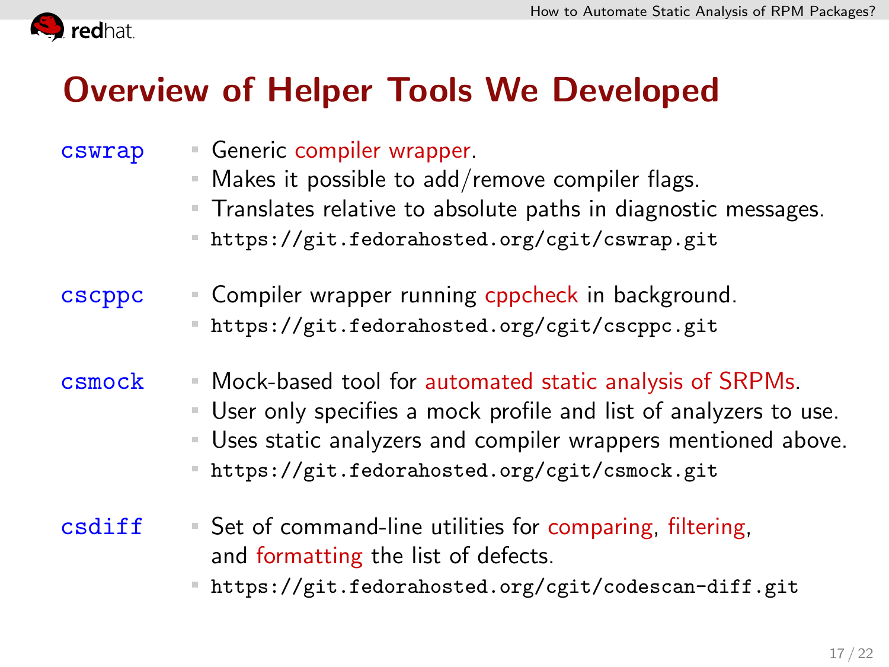## Overview of Helper Tools We Developed

**cswrap**

- Generic compiler wrapper.
- Makes it possible to add/remove compiler flags.
- Translates relative to absolute paths in diagnostic messages.
- `https://git.fedorahosted.org/cgit/cswrap.git`

**cscppc**

- Compiler wrapper running cppcheck in background.
- `https://git.fedorahosted.org/cgit/cscppc.git`

**csmock**

- Mock-based tool for automated static analysis of SRPMs.
- User only specifies a mock profile and list of analyzers to use.
- Uses static analyzers and compiler wrappers mentioned above.
- `https://git.fedorahosted.org/cgit/csmock.git`

**csdiff**

- Set of command-line utilities for comparing, filtering, and formatting the list of defects.
- `https://git.fedorahosted.org/cgit/codescan-diff.git`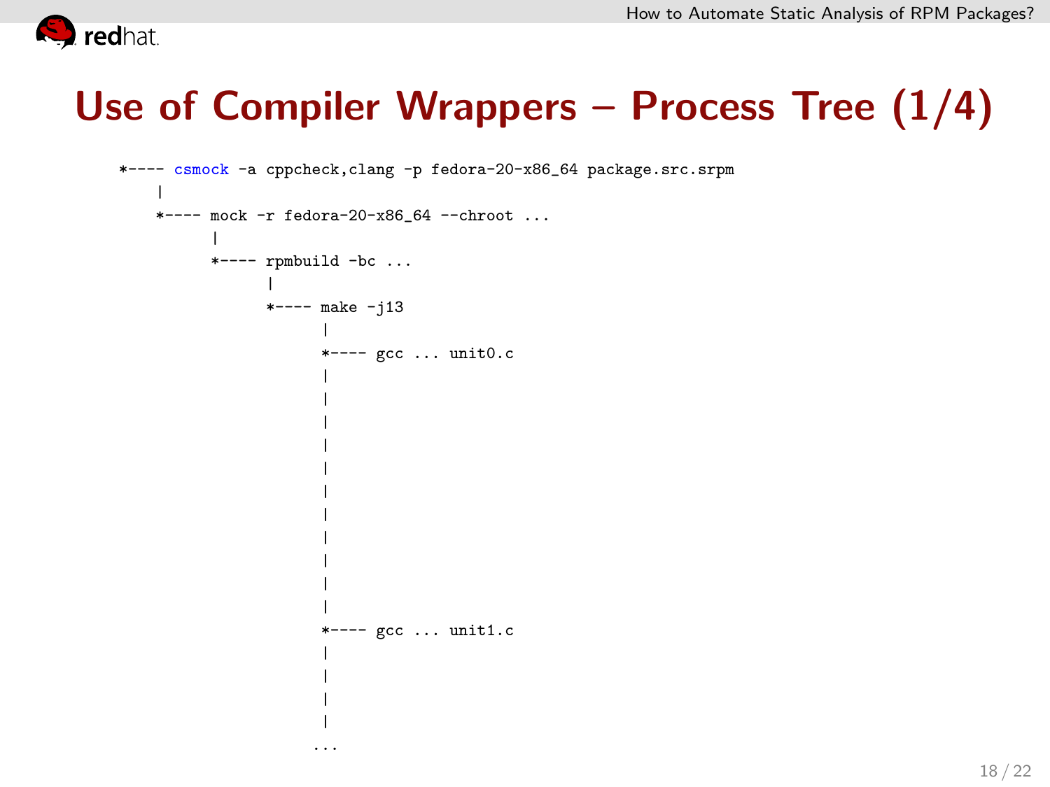# Use of Compiler Wrappers – Process Tree (1/4)

```
*---- csmock -a cppcheck,clang -p fedora-20-x86_64 package.src.srpm
    |
    *---- mock -r fedora-20-x86_64 --chroot ...
          |
          *---- rpmbuild -bc ...
                |
                *---- make -j13
                      |
                      *---- gcc ... unit0.c
                      |
                      |
                      |
                      |
                      |
                      |
                      |
                      |
                      |
                      |
                      |
                      *---- gcc ... unit1.c
                      |
                      |
                      |
                      |
                     ...
```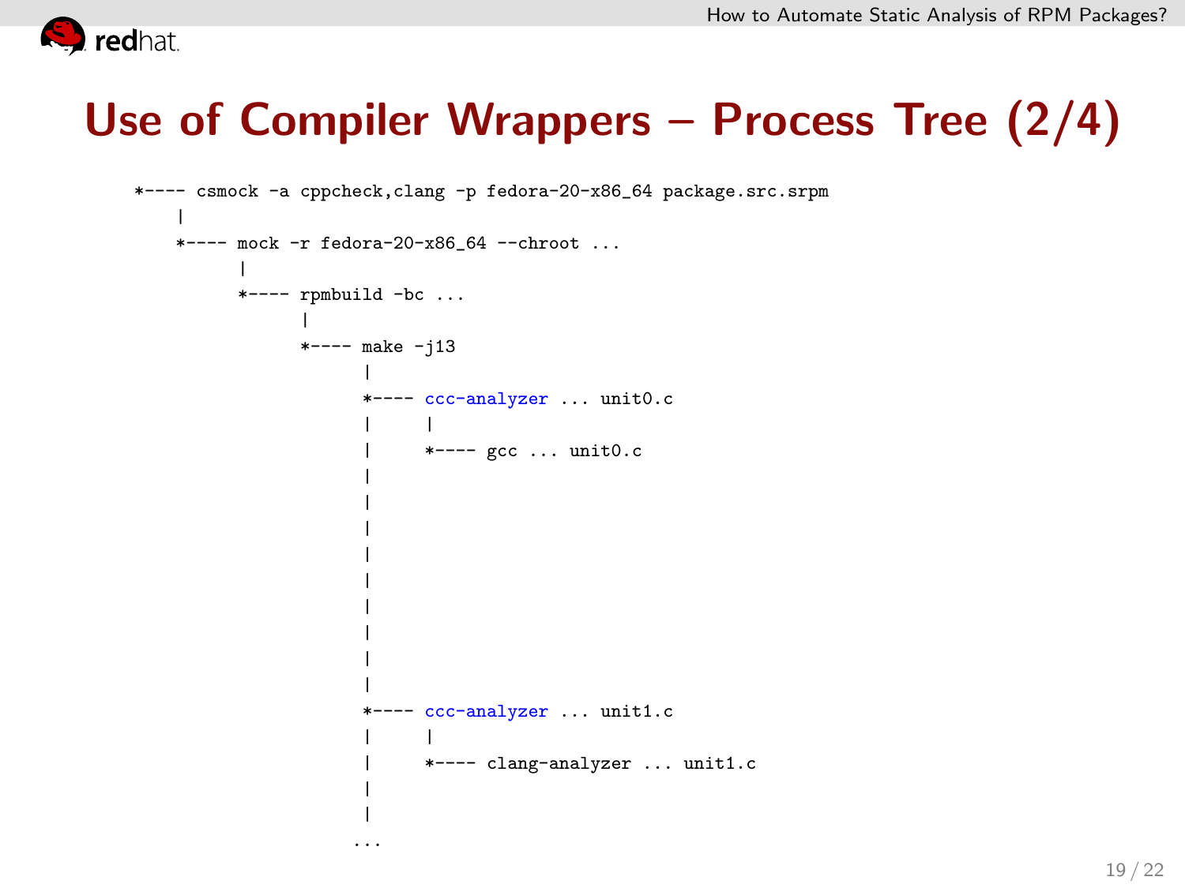# Use of Compiler Wrappers – Process Tree (2/4)

```
*---- csmock -a cppcheck,clang -p fedora-20-x86_64 package.src.srpm
    |
    *---- mock -r fedora-20-x86_64 --chroot ...
          |
          *---- rpmbuild -bc ...
                |
                *---- make -j13
                      |
                      *---- ccc-analyzer ... unit0.c
                      |     |
                      |     *---- gcc ... unit0.c
                      |
                      |
                      |
                      |
                      |
                      |
                      |
                      |
                      |
                      *---- ccc-analyzer ... unit1.c
                      |     |
                      |     *---- clang-analyzer ... unit1.c
                      |
                      |
                     ...
```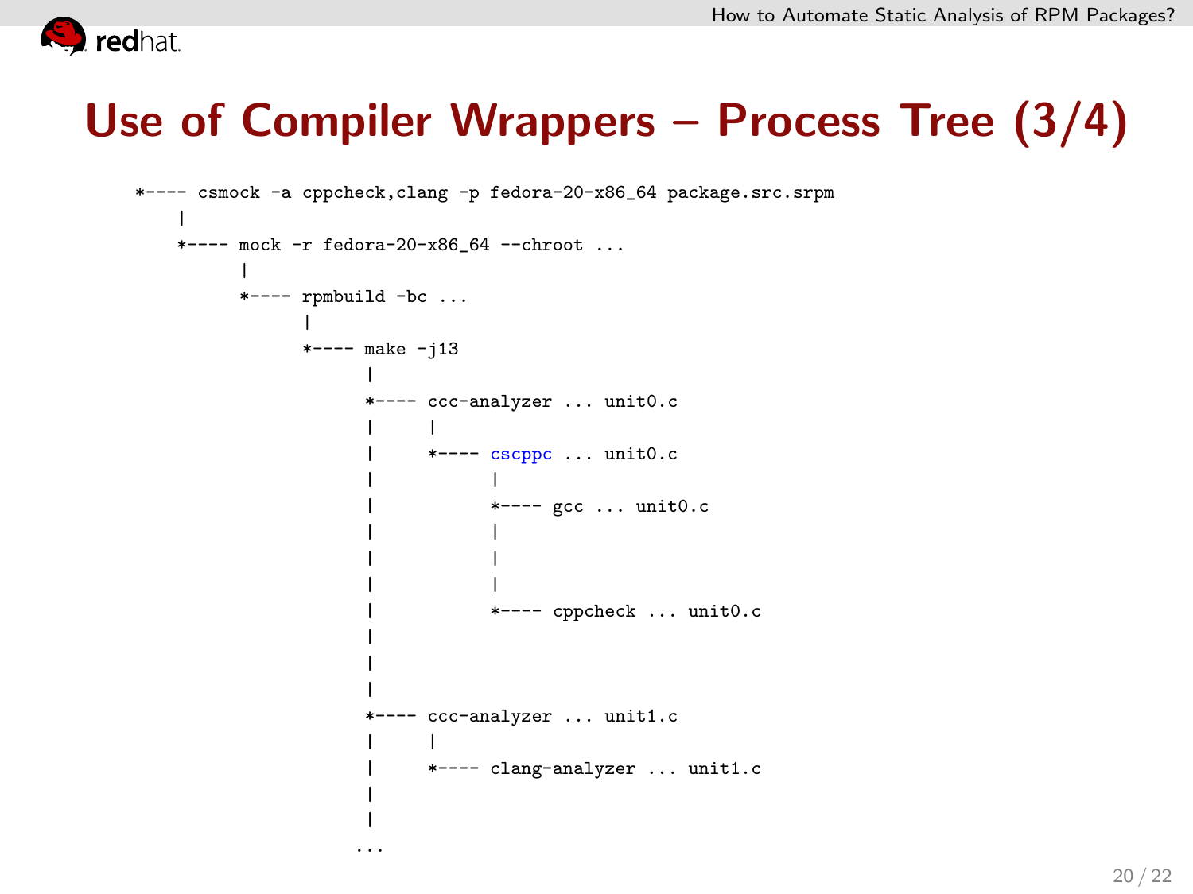# Use of Compiler Wrappers – Process Tree (3/4)

```
*---- csmock -a cppcheck,clang -p fedora-20-x86_64 package.src.srpm
    |
    *---- mock -r fedora-20-x86_64 --chroot ...
          |
          *---- rpmbuild -bc ...
                |
                *---- make -j13
                      |
                      *---- ccc-analyzer ... unit0.c
                      |     |
                      |     *---- cscppc ... unit0.c
                      |           |
                      |           *---- gcc ... unit0.c
                      |           |
                      |           |
                      |           |
                      |           *---- cppcheck ... unit0.c
                      |
                      |
                      |
                      *---- ccc-analyzer ... unit1.c
                      |     |
                      |     *---- clang-analyzer ... unit1.c
                      |
                      |
                     ...
```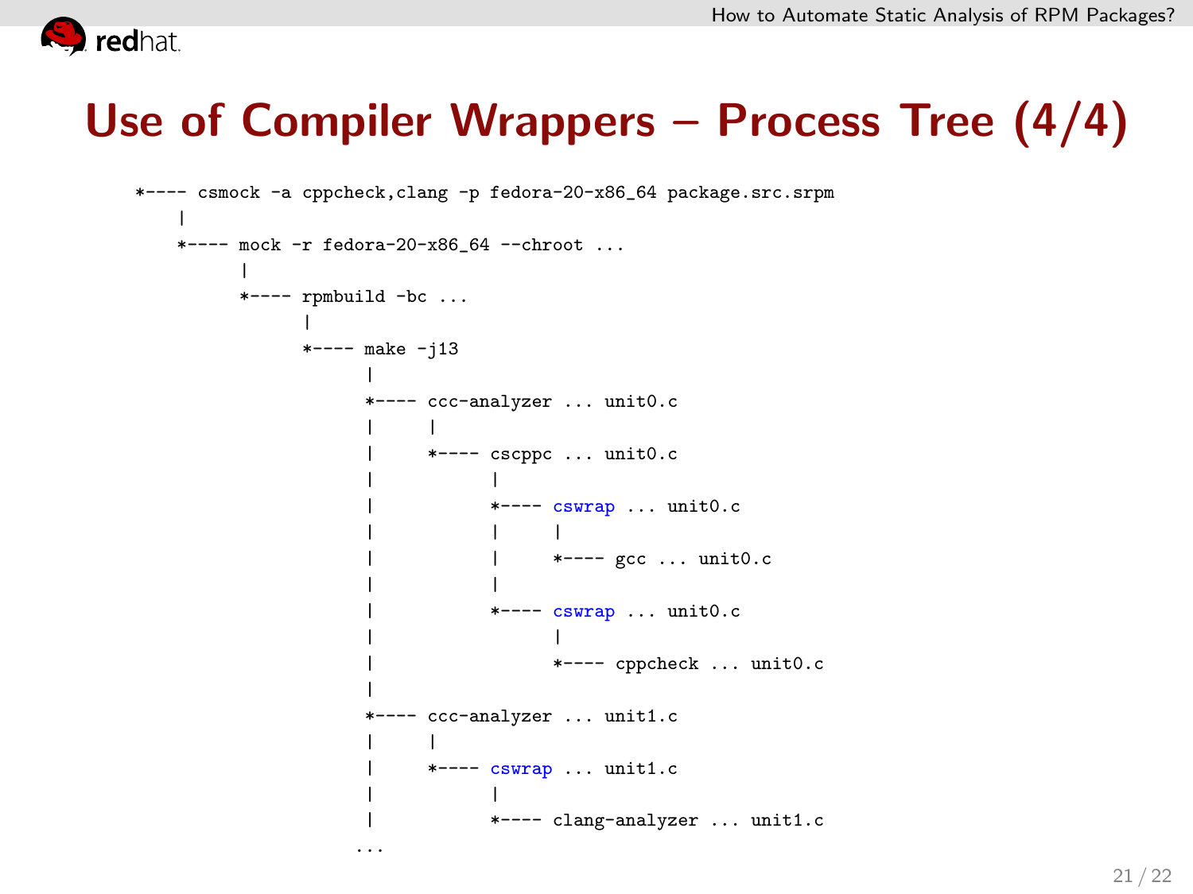# Use of Compiler Wrappers – Process Tree (4/4)

```
*---- csmock -a cppcheck,clang -p fedora-20-x86_64 package.src.srpm
    |
    *---- mock -r fedora-20-x86_64 --chroot ...
          |
          *---- rpmbuild -bc ...
                |
                *---- make -j13
                      |
                      *---- ccc-analyzer ... unit0.c
                      |     |
                      |     *---- cscppc ... unit0.c
                      |           |
                      |           *---- cswrap ... unit0.c
                      |           |     |
                      |           |     *---- gcc ... unit0.c
                      |           |
                      |           *---- cswrap ... unit0.c
                      |                 |
                      |                 *---- cppcheck ... unit0.c
                      |
                      *---- ccc-analyzer ... unit1.c
                      |     |
                      |     *---- cswrap ... unit1.c
                      |           |
                      |           *---- clang-analyzer ... unit1.c
                     ...
```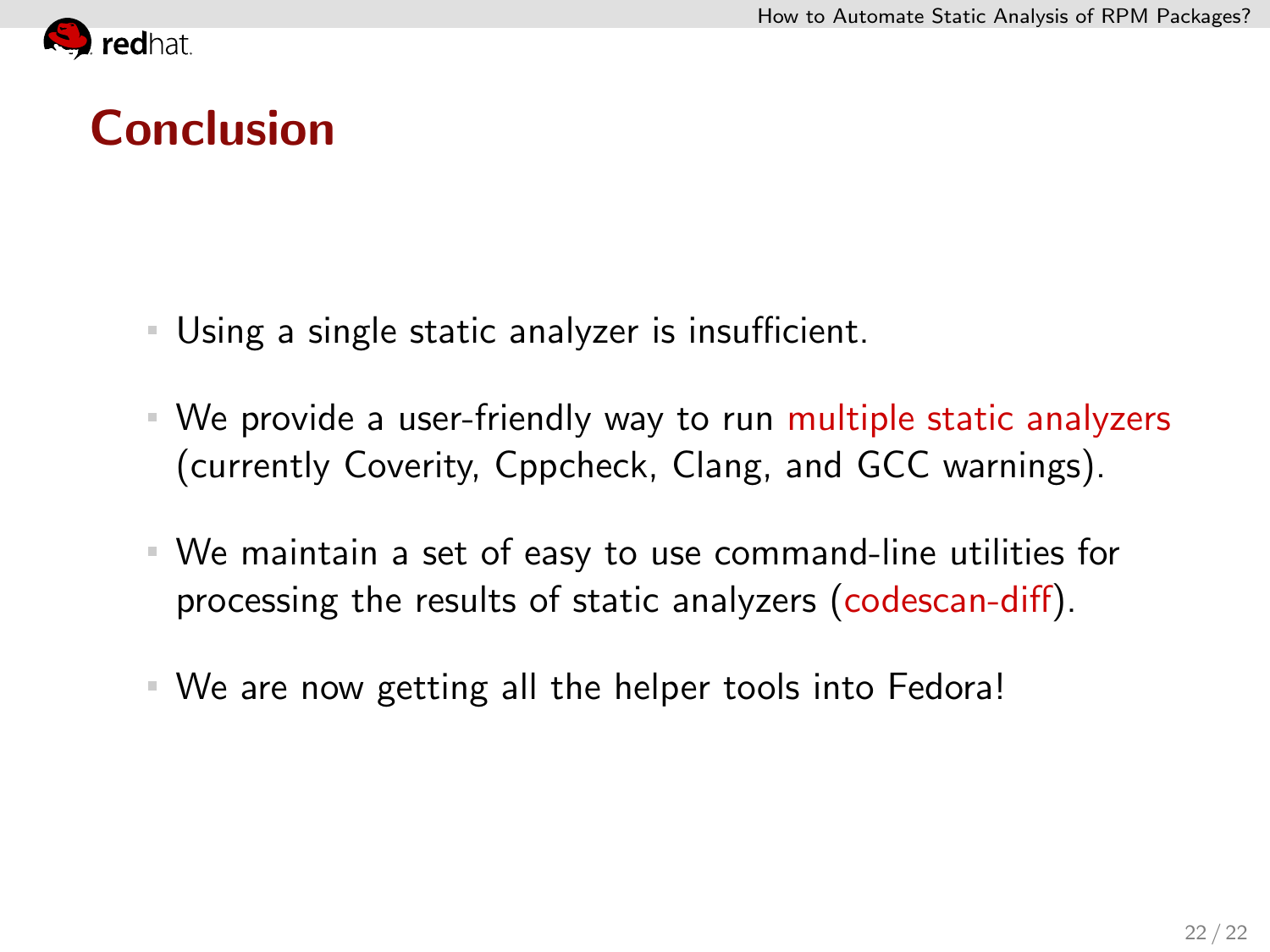# Conclusion

- Using a single static analyzer is insufficient.
- We provide a user-friendly way to run multiple static analyzers (currently Coverity, Cppcheck, Clang, and GCC warnings).
- We maintain a set of easy to use command-line utilities for processing the results of static analyzers (codescan-diff).
- We are now getting all the helper tools into Fedora!